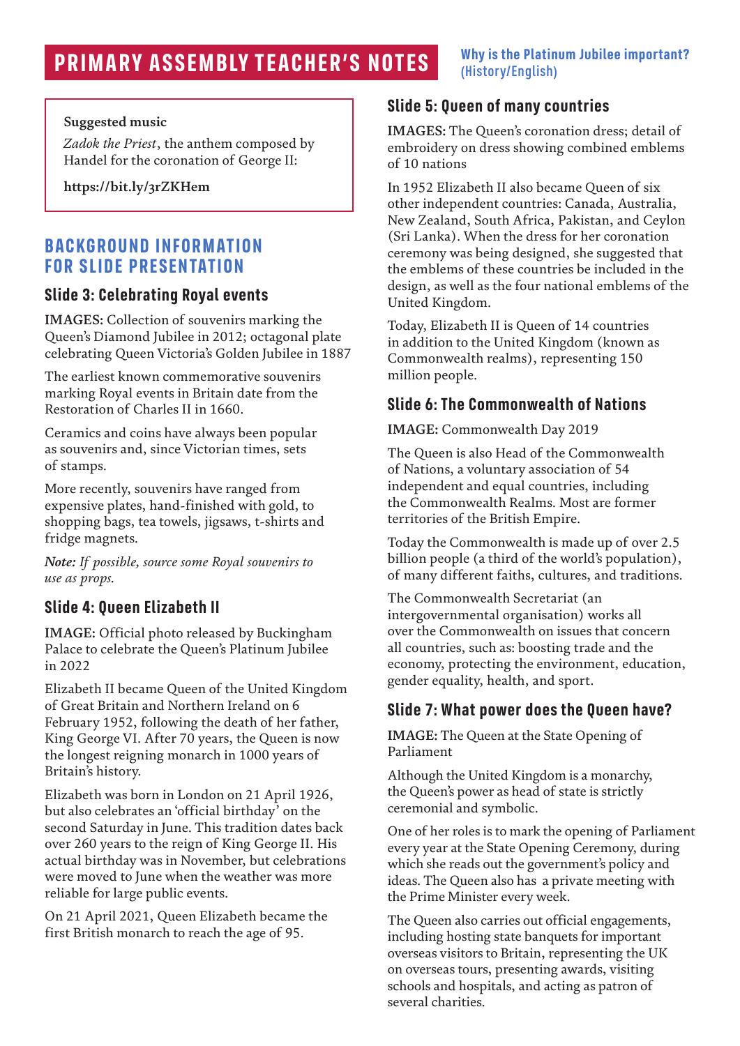# PRIMARY ASSEMBLY TEACHER'S NOTES

**Why is the Platinum Jubilee important? (History/English)**

**Suggested music**

*Zadok the Priest*, the anthem composed by Handel for the coronation of George II:

**https://bit.ly/3rZKHem**

## BACKGROUND INFORMATION FOR SLIDE PRESENTATION

### Slide 3: Celebrating Royal events

**IMAGES:** Collection of souvenirs marking the Queen's Diamond Jubilee in 2012; octagonal plate celebrating Queen Victoria's Golden Jubilee in 1887

The earliest known commemorative souvenirs marking Royal events in Britain date from the Restoration of Charles II in 1660.

Ceramics and coins have always been popular as souvenirs and, since Victorian times, sets of stamps.

More recently, souvenirs have ranged from expensive plates, hand-finished with gold, to shopping bags, tea towels, jigsaws, t-shirts and fridge magnets.

***Note:** If possible, source some Royal souvenirs to use as props.*

### Slide 4: Queen Elizabeth II

**IMAGE:** Official photo released by Buckingham Palace to celebrate the Queen's Platinum Jubilee in 2022

Elizabeth II became Queen of the United Kingdom of Great Britain and Northern Ireland on 6 February 1952, following the death of her father, King George VI. After 70 years, the Queen is now the longest reigning monarch in 1000 years of Britain's history.

Elizabeth was born in London on 21 April 1926, but also celebrates an 'official birthday' on the second Saturday in June. This tradition dates back over 260 years to the reign of King George II. His actual birthday was in November, but celebrations were moved to June when the weather was more reliable for large public events.

On 21 April 2021, Queen Elizabeth became the first British monarch to reach the age of 95.

### Slide 5: Queen of many countries

**IMAGES:** The Queen's coronation dress; detail of embroidery on dress showing combined emblems of 10 nations

In 1952 Elizabeth II also became Queen of six other independent countries: Canada, Australia, New Zealand, South Africa, Pakistan, and Ceylon (Sri Lanka). When the dress for her coronation ceremony was being designed, she suggested that the emblems of these countries be included in the design, as well as the four national emblems of the United Kingdom.

Today, Elizabeth II is Queen of 14 countries in addition to the United Kingdom (known as Commonwealth realms), representing 150 million people.

### Slide 6: The Commonwealth of Nations

**IMAGE:** Commonwealth Day 2019

The Queen is also Head of the Commonwealth of Nations, a voluntary association of 54 independent and equal countries, including the Commonwealth Realms. Most are former territories of the British Empire.

Today the Commonwealth is made up of over 2.5 billion people (a third of the world's population), of many different faiths, cultures, and traditions.

The Commonwealth Secretariat (an intergovernmental organisation) works all over the Commonwealth on issues that concern all countries, such as: boosting trade and the economy, protecting the environment, education, gender equality, health, and sport.

### Slide 7: What power does the Queen have?

**IMAGE:** The Queen at the State Opening of Parliament

Although the United Kingdom is a monarchy, the Queen's power as head of state is strictly ceremonial and symbolic.

One of her roles is to mark the opening of Parliament every year at the State Opening Ceremony, during which she reads out the government's policy and ideas. The Queen also has a private meeting with the Prime Minister every week.

The Queen also carries out official engagements, including hosting state banquets for important overseas visitors to Britain, representing the UK on overseas tours, presenting awards, visiting schools and hospitals, and acting as patron of several charities.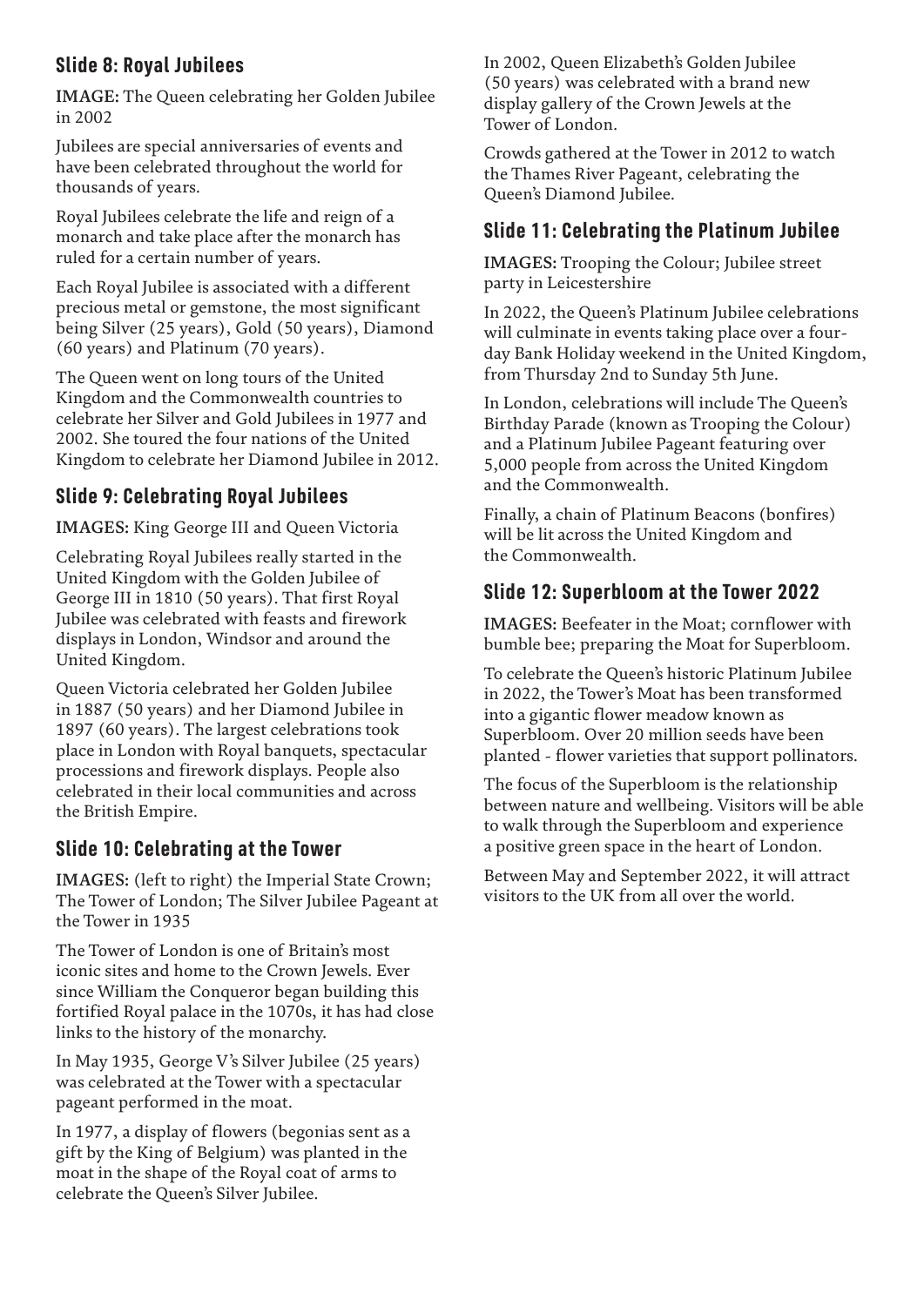## Slide 8: Royal Jubilees

**IMAGE:** The Queen celebrating her Golden Jubilee in 2002

Jubilees are special anniversaries of events and have been celebrated throughout the world for thousands of years.

Royal Jubilees celebrate the life and reign of a monarch and take place after the monarch has ruled for a certain number of years.

Each Royal Jubilee is associated with a different precious metal or gemstone, the most significant being Silver (25 years), Gold (50 years), Diamond (60 years) and Platinum (70 years).

The Queen went on long tours of the United Kingdom and the Commonwealth countries to celebrate her Silver and Gold Jubilees in 1977 and 2002. She toured the four nations of the United Kingdom to celebrate her Diamond Jubilee in 2012.

## Slide 9: Celebrating Royal Jubilees

**IMAGES:** King George III and Queen Victoria

Celebrating Royal Jubilees really started in the United Kingdom with the Golden Jubilee of George III in 1810 (50 years). That first Royal Jubilee was celebrated with feasts and firework displays in London, Windsor and around the United Kingdom.

Queen Victoria celebrated her Golden Jubilee in 1887 (50 years) and her Diamond Jubilee in 1897 (60 years). The largest celebrations took place in London with Royal banquets, spectacular processions and firework displays. People also celebrated in their local communities and across the British Empire.

## Slide 10: Celebrating at the Tower

**IMAGES:** (left to right) the Imperial State Crown; The Tower of London; The Silver Jubilee Pageant at the Tower in 1935

The Tower of London is one of Britain's most iconic sites and home to the Crown Jewels. Ever since William the Conqueror began building this fortified Royal palace in the 1070s, it has had close links to the history of the monarchy.

In May 1935, George V's Silver Jubilee (25 years) was celebrated at the Tower with a spectacular pageant performed in the moat.

In 1977, a display of flowers (begonias sent as a gift by the King of Belgium) was planted in the moat in the shape of the Royal coat of arms to celebrate the Queen's Silver Jubilee.

In 2002, Queen Elizabeth's Golden Jubilee (50 years) was celebrated with a brand new display gallery of the Crown Jewels at the Tower of London.

Crowds gathered at the Tower in 2012 to watch the Thames River Pageant, celebrating the Queen's Diamond Jubilee.

## Slide 11: Celebrating the Platinum Jubilee

**IMAGES:** Trooping the Colour; Jubilee street party in Leicestershire

In 2022, the Queen's Platinum Jubilee celebrations will culminate in events taking place over a four-day Bank Holiday weekend in the United Kingdom, from Thursday 2nd to Sunday 5th June.

In London, celebrations will include The Queen's Birthday Parade (known as Trooping the Colour) and a Platinum Jubilee Pageant featuring over 5,000 people from across the United Kingdom and the Commonwealth.

Finally, a chain of Platinum Beacons (bonfires) will be lit across the United Kingdom and the Commonwealth.

## Slide 12: Superbloom at the Tower 2022

**IMAGES:** Beefeater in the Moat; cornflower with bumble bee; preparing the Moat for Superbloom.

To celebrate the Queen's historic Platinum Jubilee in 2022, the Tower's Moat has been transformed into a gigantic flower meadow known as Superbloom. Over 20 million seeds have been planted - flower varieties that support pollinators.

The focus of the Superbloom is the relationship between nature and wellbeing. Visitors will be able to walk through the Superbloom and experience a positive green space in the heart of London.

Between May and September 2022, it will attract visitors to the UK from all over the world.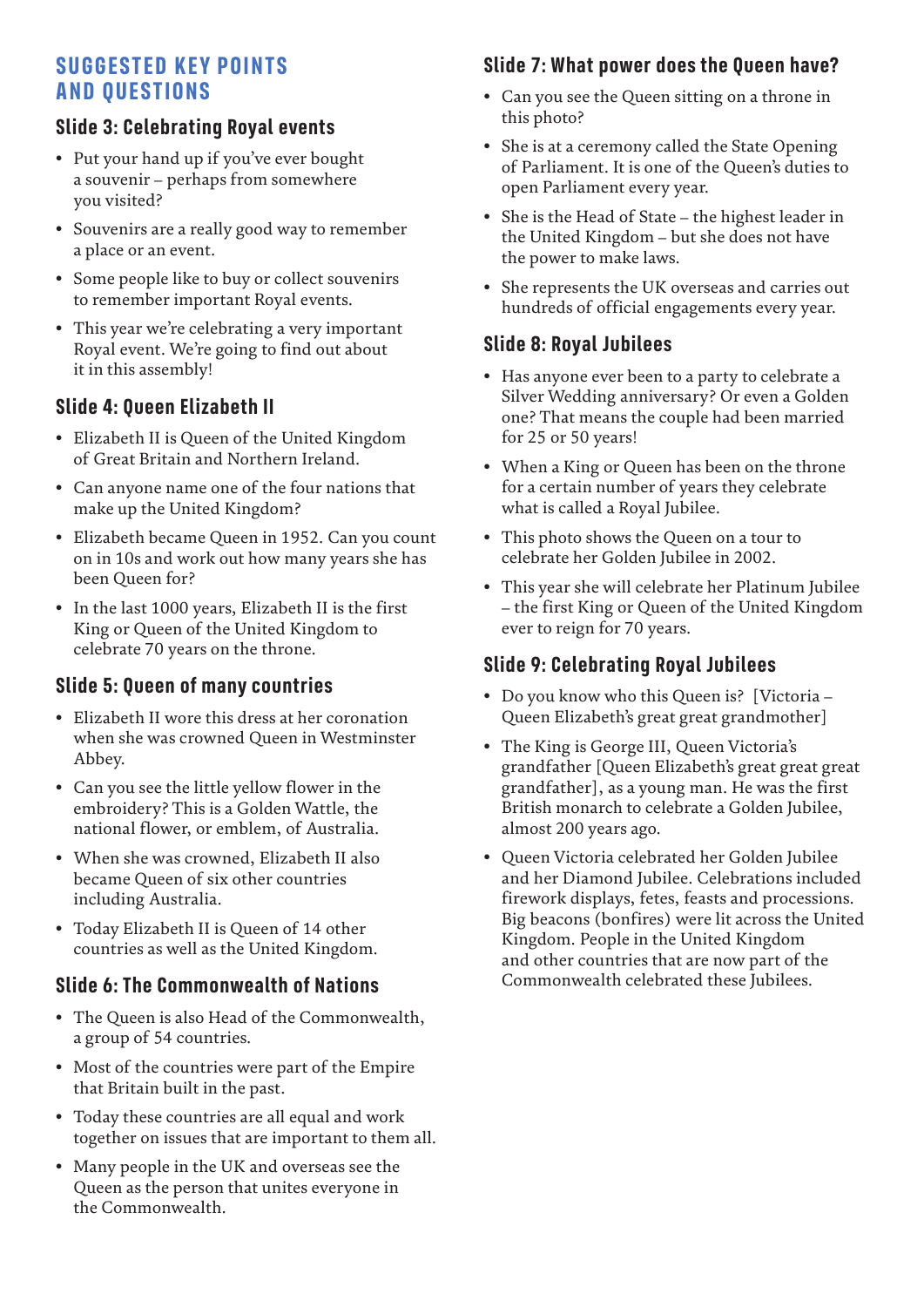# SUGGESTED KEY POINTS AND QUESTIONS

## Slide 3: Celebrating Royal events

- Put your hand up if you've ever bought a souvenir – perhaps from somewhere you visited?
- Souvenirs are a really good way to remember a place or an event.
- Some people like to buy or collect souvenirs to remember important Royal events.
- This year we're celebrating a very important Royal event. We're going to find out about it in this assembly!

## Slide 4: Queen Elizabeth II

- Elizabeth II is Queen of the United Kingdom of Great Britain and Northern Ireland.
- Can anyone name one of the four nations that make up the United Kingdom?
- Elizabeth became Queen in 1952. Can you count on in 10s and work out how many years she has been Queen for?
- In the last 1000 years, Elizabeth II is the first King or Queen of the United Kingdom to celebrate 70 years on the throne.

## Slide 5: Queen of many countries

- Elizabeth II wore this dress at her coronation when she was crowned Queen in Westminster Abbey.
- Can you see the little yellow flower in the embroidery? This is a Golden Wattle, the national flower, or emblem, of Australia.
- When she was crowned, Elizabeth II also became Queen of six other countries including Australia.
- Today Elizabeth II is Queen of 14 other countries as well as the United Kingdom.

## Slide 6: The Commonwealth of Nations

- The Queen is also Head of the Commonwealth, a group of 54 countries.
- Most of the countries were part of the Empire that Britain built in the past.
- Today these countries are all equal and work together on issues that are important to them all.
- Many people in the UK and overseas see the Queen as the person that unites everyone in the Commonwealth.

## Slide 7: What power does the Queen have?

- Can you see the Queen sitting on a throne in this photo?
- She is at a ceremony called the State Opening of Parliament. It is one of the Queen's duties to open Parliament every year.
- She is the Head of State – the highest leader in the United Kingdom – but she does not have the power to make laws.
- She represents the UK overseas and carries out hundreds of official engagements every year.

## Slide 8: Royal Jubilees

- Has anyone ever been to a party to celebrate a Silver Wedding anniversary? Or even a Golden one? That means the couple had been married for 25 or 50 years!
- When a King or Queen has been on the throne for a certain number of years they celebrate what is called a Royal Jubilee.
- This photo shows the Queen on a tour to celebrate her Golden Jubilee in 2002.
- This year she will celebrate her Platinum Jubilee – the first King or Queen of the United Kingdom ever to reign for 70 years.

## Slide 9: Celebrating Royal Jubilees

- Do you know who this Queen is? [Victoria – Queen Elizabeth's great great grandmother]
- The King is George III, Queen Victoria's grandfather [Queen Elizabeth's great great great grandfather], as a young man. He was the first British monarch to celebrate a Golden Jubilee, almost 200 years ago.
- Queen Victoria celebrated her Golden Jubilee and her Diamond Jubilee. Celebrations included firework displays, fetes, feasts and processions. Big beacons (bonfires) were lit across the United Kingdom. People in the United Kingdom and other countries that are now part of the Commonwealth celebrated these Jubilees.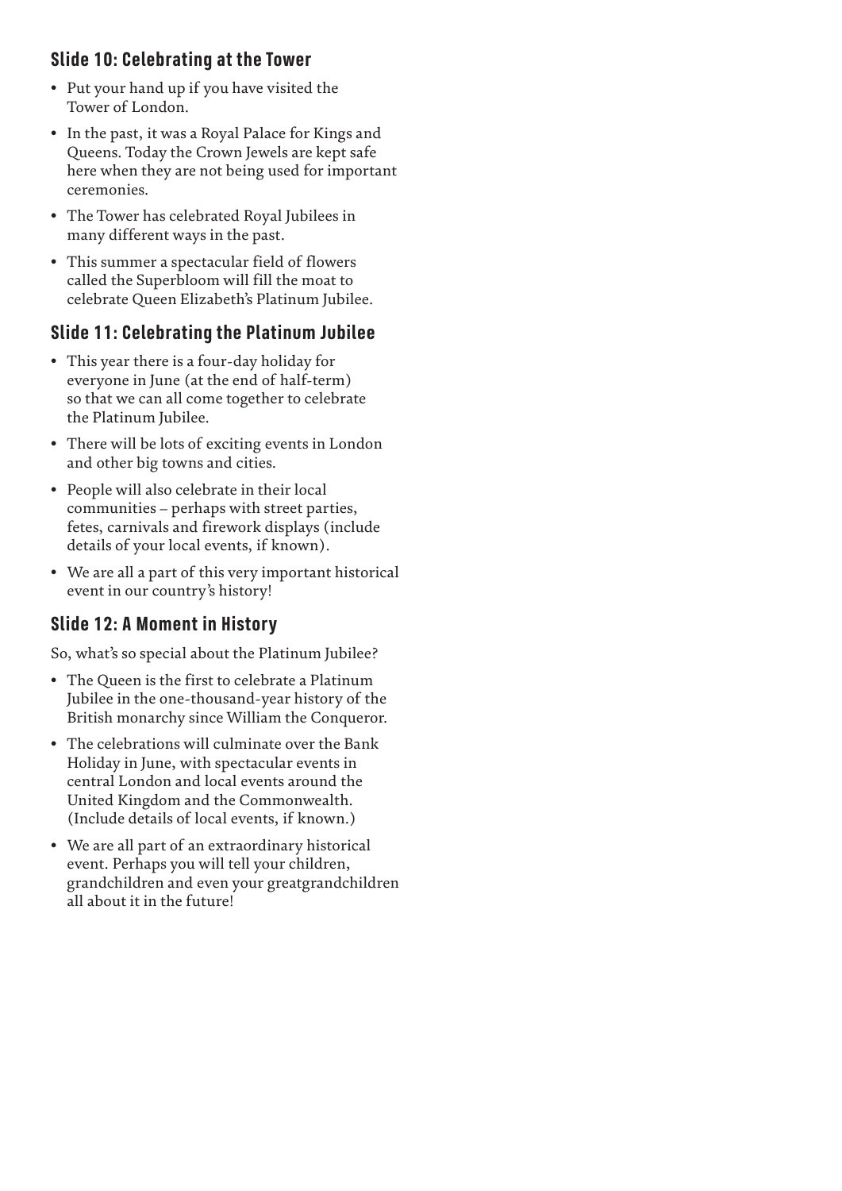## Slide 10: Celebrating at the Tower

- Put your hand up if you have visited the Tower of London.
- In the past, it was a Royal Palace for Kings and Queens. Today the Crown Jewels are kept safe here when they are not being used for important ceremonies.
- The Tower has celebrated Royal Jubilees in many different ways in the past.
- This summer a spectacular field of flowers called the Superbloom will fill the moat to celebrate Queen Elizabeth's Platinum Jubilee.

## Slide 11: Celebrating the Platinum Jubilee

- This year there is a four-day holiday for everyone in June (at the end of half-term) so that we can all come together to celebrate the Platinum Jubilee.
- There will be lots of exciting events in London and other big towns and cities.
- People will also celebrate in their local communities – perhaps with street parties, fetes, carnivals and firework displays (include details of your local events, if known).
- We are all a part of this very important historical event in our country's history!

## Slide 12: A Moment in History

So, what's so special about the Platinum Jubilee?

- The Queen is the first to celebrate a Platinum Jubilee in the one-thousand-year history of the British monarchy since William the Conqueror.
- The celebrations will culminate over the Bank Holiday in June, with spectacular events in central London and local events around the United Kingdom and the Commonwealth. (Include details of local events, if known.)
- We are all part of an extraordinary historical event. Perhaps you will tell your children, grandchildren and even your greatgrandchildren all about it in the future!